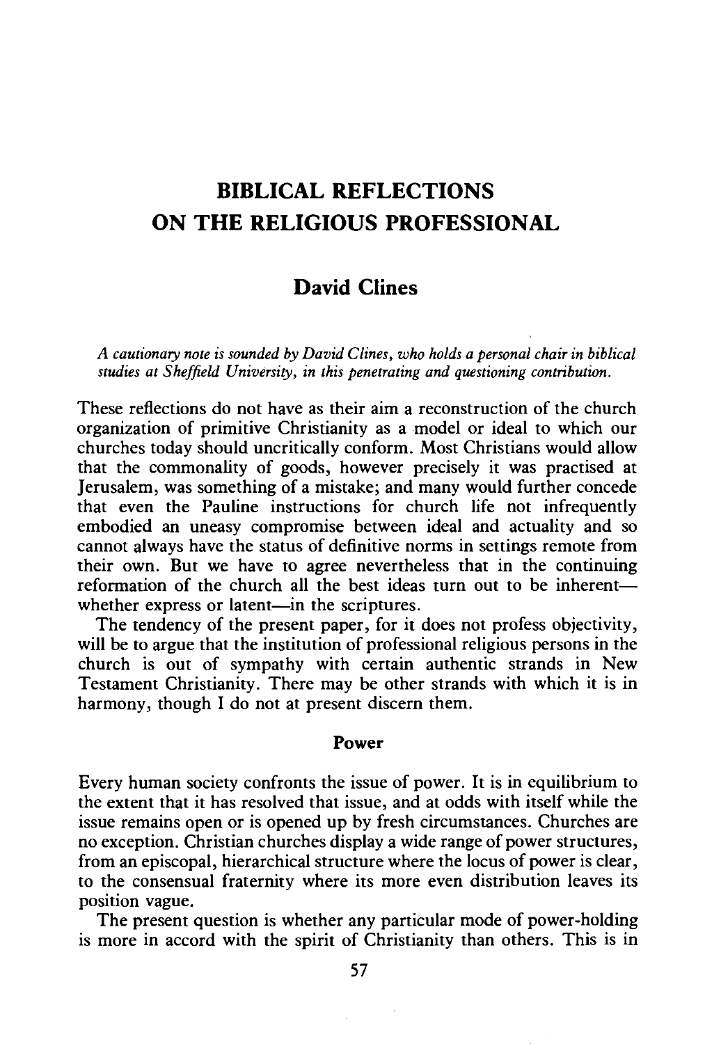# BIBLICAL REFLECTIONS ON THE RELIGIOUS PROFESSIONAL

## David Clines

*A cautionary note is sounded by David Clines, who holds a personal chair in biblical studies at Sheffield University, in this penetrating and questioning contribution.*

These reflections do not have as their aim a reconstruction of the church organization of primitive Christianity as a model or ideal to which our churches today should uncritically conform. Most Christians would allow that the commonality of goods, however precisely it was practised at Jerusalem, was something of a mistake; and many would further concede that even the Pauline instructions for church life not infrequently embodied an uneasy compromise between ideal and actuality and so cannot always have the status of definitive norms in settings remote from their own. But we have to agree nevertheless that in the continuing reformation of the church all the best ideas turn out to be inherent—whether express or latent—in the scriptures.

The tendency of the present paper, for it does not profess objectivity, will be to argue that the institution of professional religious persons in the church is out of sympathy with certain authentic strands in New Testament Christianity. There may be other strands with which it is in harmony, though I do not at present discern them.

### Power

Every human society confronts the issue of power. It is in equilibrium to the extent that it has resolved that issue, and at odds with itself while the issue remains open or is opened up by fresh circumstances. Churches are no exception. Christian churches display a wide range of power structures, from an episcopal, hierarchical structure where the locus of power is clear, to the consensual fraternity where its more even distribution leaves its position vague.

The present question is whether any particular mode of power-holding is more in accord with the spirit of Christianity than others. This is in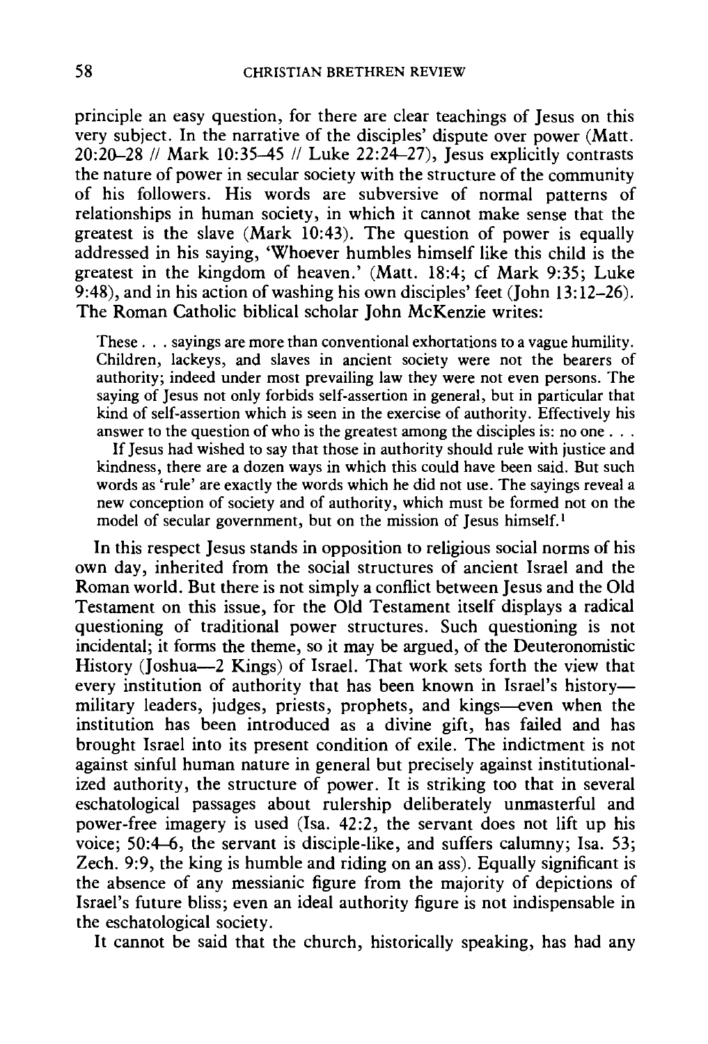principle an easy question, for there are clear teachings of Jesus on this very subject. In the narrative of the disciples' dispute over power (Matt. 20:20–28 // Mark 10:35–45 // Luke 22:24–27), Jesus explicitly contrasts the nature of power in secular society with the structure of the community of his followers. His words are subversive of normal patterns of relationships in human society, in which it cannot make sense that the greatest is the slave (Mark 10:43). The question of power is equally addressed in his saying, 'Whoever humbles himself like this child is the greatest in the kingdom of heaven.' (Matt. 18:4; cf Mark 9:35; Luke 9:48), and in his action of washing his own disciples' feet (John 13:12–26). The Roman Catholic biblical scholar John McKenzie writes:

> These . . . sayings are more than conventional exhortations to a vague humility. Children, lackeys, and slaves in ancient society were not the bearers of authority; indeed under most prevailing law they were not even persons. The saying of Jesus not only forbids self-assertion in general, but in particular that kind of self-assertion which is seen in the exercise of authority. Effectively his answer to the question of who is the greatest among the disciples is: no one . . .
>
> If Jesus had wished to say that those in authority should rule with justice and kindness, there are a dozen ways in which this could have been said. But such words as 'rule' are exactly the words which he did not use. The sayings reveal a new conception of society and of authority, which must be formed not on the model of secular government, but on the mission of Jesus himself.[1]

In this respect Jesus stands in opposition to religious social norms of his own day, inherited from the social structures of ancient Israel and the Roman world. But there is not simply a conflict between Jesus and the Old Testament on this issue, for the Old Testament itself displays a radical questioning of traditional power structures. Such questioning is not incidental; it forms the theme, so it may be argued, of the Deuteronomistic History (Joshua—2 Kings) of Israel. That work sets forth the view that every institution of authority that has been known in Israel's history—military leaders, judges, priests, prophets, and kings—even when the institution has been introduced as a divine gift, has failed and has brought Israel into its present condition of exile. The indictment is not against sinful human nature in general but precisely against institutionalized authority, the structure of power. It is striking too that in several eschatological passages about rulership deliberately unmasterful and power-free imagery is used (Isa. 42:2, the servant does not lift up his voice; 50:4–6, the servant is disciple-like, and suffers calumny; Isa. 53; Zech. 9:9, the king is humble and riding on an ass). Equally significant is the absence of any messianic figure from the majority of depictions of Israel's future bliss; even an ideal authority figure is not indispensable in the eschatological society.

It cannot be said that the church, historically speaking, has had any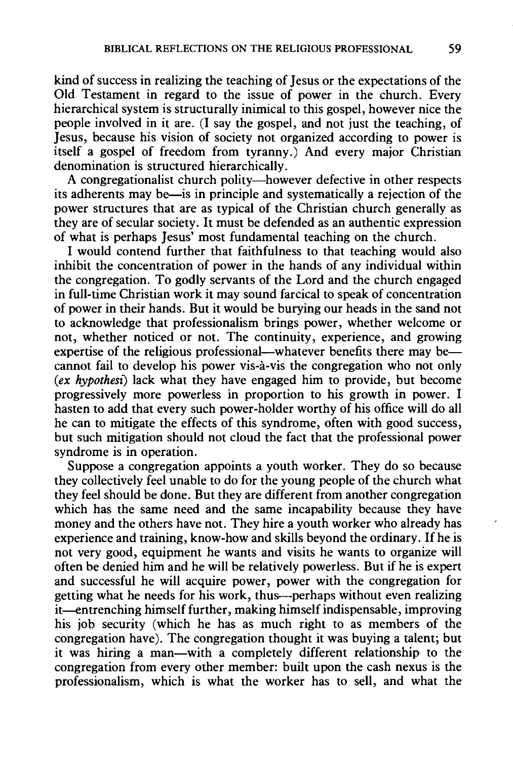kind of success in realizing the teaching of Jesus or the expectations of the Old Testament in regard to the issue of power in the church. Every hierarchical system is structurally inimical to this gospel, however nice the people involved in it are. (I say the gospel, and not just the teaching, of Jesus, because his vision of society not organized according to power is itself a gospel of freedom from tyranny.) And every major Christian denomination is structured hierarchically.

A congregationalist church polity—however defective in other respects its adherents may be—is in principle and systematically a rejection of the power structures that are as typical of the Christian church generally as they are of secular society. It must be defended as an authentic expression of what is perhaps Jesus' most fundamental teaching on the church.

I would contend further that faithfulness to that teaching would also inhibit the concentration of power in the hands of any individual within the congregation. To godly servants of the Lord and the church engaged in full-time Christian work it may sound farcical to speak of concentration of power in their hands. But it would be burying our heads in the sand not to acknowledge that professionalism brings power, whether welcome or not, whether noticed or not. The continuity, experience, and growing expertise of the religious professional—whatever benefits there may be—cannot fail to develop his power vis-à-vis the congregation who not only (*ex hypothesi*) lack what they have engaged him to provide, but become progressively more powerless in proportion to his growth in power. I hasten to add that every such power-holder worthy of his office will do all he can to mitigate the effects of this syndrome, often with good success, but such mitigation should not cloud the fact that the professional power syndrome is in operation.

Suppose a congregation appoints a youth worker. They do so because they collectively feel unable to do for the young people of the church what they feel should be done. But they are different from another congregation which has the same need and the same incapability because they have money and the others have not. They hire a youth worker who already has experience and training, know-how and skills beyond the ordinary. If he is not very good, equipment he wants and visits he wants to organize will often be denied him and he will be relatively powerless. But if he is expert and successful he will acquire power, power with the congregation for getting what he needs for his work, thus—perhaps without even realizing it—entrenching himself further, making himself indispensable, improving his job security (which he has as much right to as members of the congregation have). The congregation thought it was buying a talent; but it was hiring a man—with a completely different relationship to the congregation from every other member: built upon the cash nexus is the professionalism, which is what the worker has to sell, and what the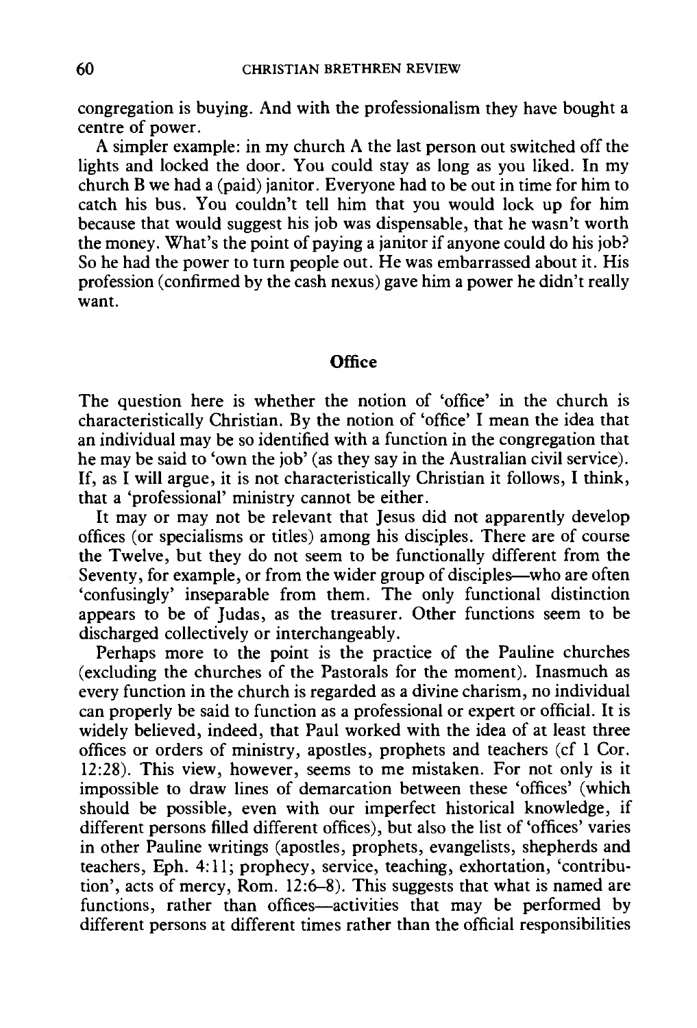congregation is buying. And with the professionalism they have bought a centre of power.

A simpler example: in my church A the last person out switched off the lights and locked the door. You could stay as long as you liked. In my church B we had a (paid) janitor. Everyone had to be out in time for him to catch his bus. You couldn't tell him that you would lock up for him because that would suggest his job was dispensable, that he wasn't worth the money. What's the point of paying a janitor if anyone could do his job? So he had the power to turn people out. He was embarrassed about it. His profession (confirmed by the cash nexus) gave him a power he didn't really want.

## Office

The question here is whether the notion of 'office' in the church is characteristically Christian. By the notion of 'office' I mean the idea that an individual may be so identified with a function in the congregation that he may be said to 'own the job' (as they say in the Australian civil service). If, as I will argue, it is not characteristically Christian it follows, I think, that a 'professional' ministry cannot be either.

It may or may not be relevant that Jesus did not apparently develop offices (or specialisms or titles) among his disciples. There are of course the Twelve, but they do not seem to be functionally different from the Seventy, for example, or from the wider group of disciples—who are often 'confusingly' inseparable from them. The only functional distinction appears to be of Judas, as the treasurer. Other functions seem to be discharged collectively or interchangeably.

Perhaps more to the point is the practice of the Pauline churches (excluding the churches of the Pastorals for the moment). Inasmuch as every function in the church is regarded as a divine charism, no individual can properly be said to function as a professional or expert or official. It is widely believed, indeed, that Paul worked with the idea of at least three offices or orders of ministry, apostles, prophets and teachers (cf 1 Cor. 12:28). This view, however, seems to me mistaken. For not only is it impossible to draw lines of demarcation between these 'offices' (which should be possible, even with our imperfect historical knowledge, if different persons filled different offices), but also the list of 'offices' varies in other Pauline writings (apostles, prophets, evangelists, shepherds and teachers, Eph. 4:11; prophecy, service, teaching, exhortation, 'contribution', acts of mercy, Rom. 12:6–8). This suggests that what is named are functions, rather than offices—activities that may be performed by different persons at different times rather than the official responsibilities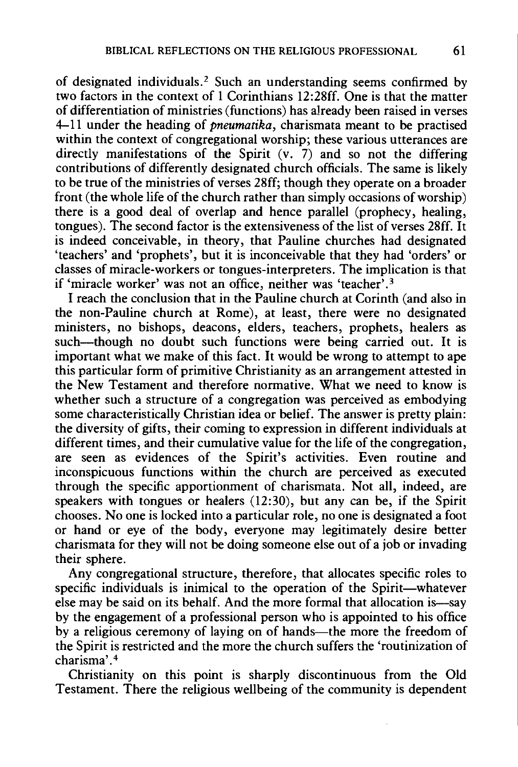of designated individuals.[2] Such an understanding seems confirmed by two factors in the context of 1 Corinthians 12:28ff. One is that the matter of differentiation of ministries (functions) has already been raised in verses 4–11 under the heading of *pneumatika*, charismata meant to be practised within the context of congregational worship; these various utterances are directly manifestations of the Spirit (v. 7) and so not the differing contributions of differently designated church officials. The same is likely to be true of the ministries of verses 28ff; though they operate on a broader front (the whole life of the church rather than simply occasions of worship) there is a good deal of overlap and hence parallel (prophecy, healing, tongues). The second factor is the extensiveness of the list of verses 28ff. It is indeed conceivable, in theory, that Pauline churches had designated 'teachers' and 'prophets', but it is inconceivable that they had 'orders' or classes of miracle-workers or tongues-interpreters. The implication is that if 'miracle worker' was not an office, neither was 'teacher'.[3]

I reach the conclusion that in the Pauline church at Corinth (and also in the non-Pauline church at Rome), at least, there were no designated ministers, no bishops, deacons, elders, teachers, prophets, healers as such—though no doubt such functions were being carried out. It is important what we make of this fact. It would be wrong to attempt to ape this particular form of primitive Christianity as an arrangement attested in the New Testament and therefore normative. What we need to know is whether such a structure of a congregation was perceived as embodying some characteristically Christian idea or belief. The answer is pretty plain: the diversity of gifts, their coming to expression in different individuals at different times, and their cumulative value for the life of the congregation, are seen as evidences of the Spirit's activities. Even routine and inconspicuous functions within the church are perceived as executed through the specific apportionment of charismata. Not all, indeed, are speakers with tongues or healers (12:30), but any can be, if the Spirit chooses. No one is locked into a particular role, no one is designated a foot or hand or eye of the body, everyone may legitimately desire better charismata for they will not be doing someone else out of a job or invading their sphere.

Any congregational structure, therefore, that allocates specific roles to specific individuals is inimical to the operation of the Spirit—whatever else may be said on its behalf. And the more formal that allocation is—say by the engagement of a professional person who is appointed to his office by a religious ceremony of laying on of hands—the more the freedom of the Spirit is restricted and the more the church suffers the 'routinization of charisma'.[4]

Christianity on this point is sharply discontinuous from the Old Testament. There the religious wellbeing of the community is dependent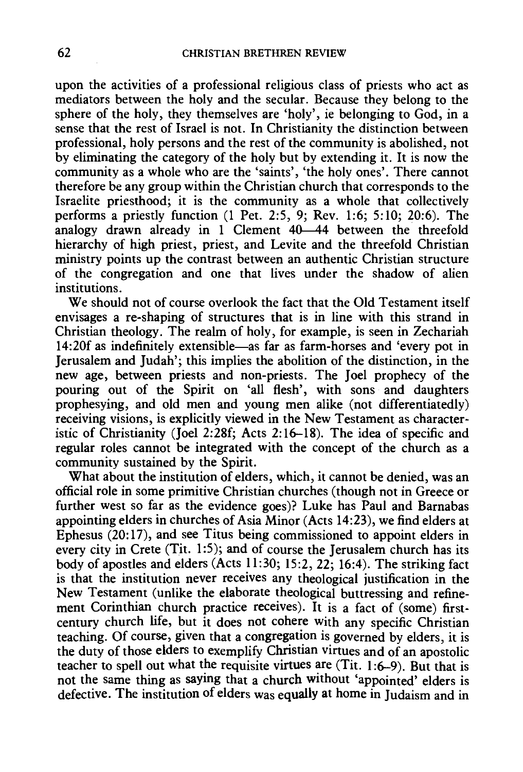upon the activities of a professional religious class of priests who act as mediators between the holy and the secular. Because they belong to the sphere of the holy, they themselves are 'holy', ie belonging to God, in a sense that the rest of Israel is not. In Christianity the distinction between professional, holy persons and the rest of the community is abolished, not by eliminating the category of the holy but by extending it. It is now the community as a whole who are the 'saints', 'the holy ones'. There cannot therefore be any group within the Christian church that corresponds to the Israelite priesthood; it is the community as a whole that collectively performs a priestly function (1 Pet. 2:5, 9; Rev. 1:6; 5:10; 20:6). The analogy drawn already in 1 Clement 40—44 between the threefold hierarchy of high priest, priest, and Levite and the threefold Christian ministry points up the contrast between an authentic Christian structure of the congregation and one that lives under the shadow of alien institutions.

We should not of course overlook the fact that the Old Testament itself envisages a re-shaping of structures that is in line with this strand in Christian theology. The realm of holy, for example, is seen in Zechariah 14:20f as indefinitely extensible—as far as farm-horses and 'every pot in Jerusalem and Judah'; this implies the abolition of the distinction, in the new age, between priests and non-priests. The Joel prophecy of the pouring out of the Spirit on 'all flesh', with sons and daughters prophesying, and old men and young men alike (not differentiatedly) receiving visions, is explicitly viewed in the New Testament as characteristic of Christianity (Joel 2:28f; Acts 2:16–18). The idea of specific and regular roles cannot be integrated with the concept of the church as a community sustained by the Spirit.

What about the institution of elders, which, it cannot be denied, was an official role in some primitive Christian churches (though not in Greece or further west so far as the evidence goes)? Luke has Paul and Barnabas appointing elders in churches of Asia Minor (Acts 14:23), we find elders at Ephesus (20:17), and see Titus being commissioned to appoint elders in every city in Crete (Tit. 1:5); and of course the Jerusalem church has its body of apostles and elders (Acts 11:30; 15:2, 22; 16:4). The striking fact is that the institution never receives any theological justification in the New Testament (unlike the elaborate theological buttressing and refinement Corinthian church practice receives). It is a fact of (some) first-century church life, but it does not cohere with any specific Christian teaching. Of course, given that a congregation is governed by elders, it is the duty of those elders to exemplify Christian virtues and of an apostolic teacher to spell out what the requisite virtues are (Tit. 1:6–9). But that is not the same thing as saying that a church without 'appointed' elders is defective. The institution of elders was equally at home in Judaism and in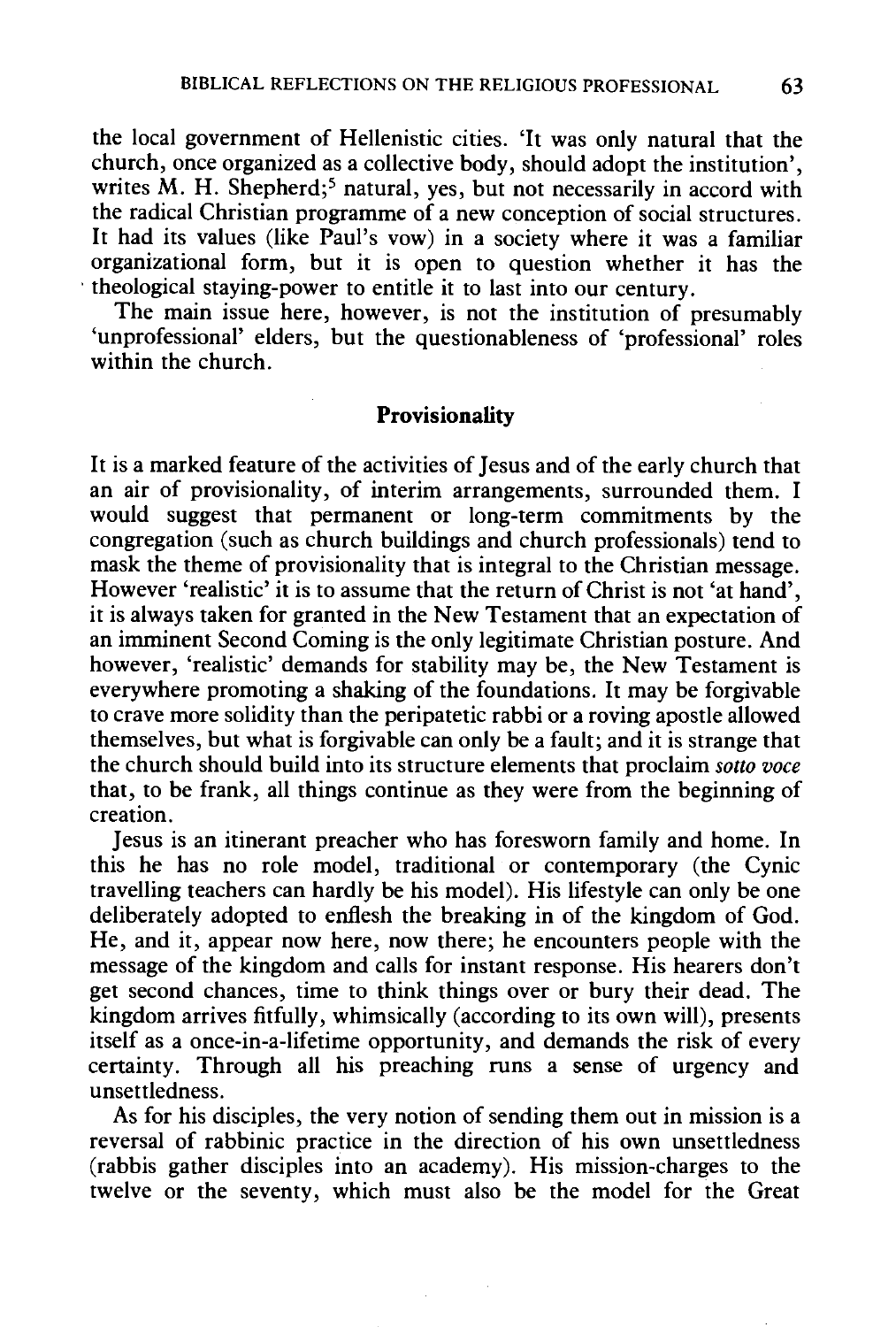the local government of Hellenistic cities. 'It was only natural that the church, once organized as a collective body, should adopt the institution', writes M. H. Shepherd;[5] natural, yes, but not necessarily in accord with the radical Christian programme of a new conception of social structures. It had its values (like Paul's vow) in a society where it was a familiar organizational form, but it is open to question whether it has the theological staying-power to entitle it to last into our century.

The main issue here, however, is not the institution of presumably 'unprofessional' elders, but the questionableness of 'professional' roles within the church.

## Provisionality

It is a marked feature of the activities of Jesus and of the early church that an air of provisionality, of interim arrangements, surrounded them. I would suggest that permanent or long-term commitments by the congregation (such as church buildings and church professionals) tend to mask the theme of provisionality that is integral to the Christian message. However 'realistic' it is to assume that the return of Christ is not 'at hand', it is always taken for granted in the New Testament that an expectation of an imminent Second Coming is the only legitimate Christian posture. And however, 'realistic' demands for stability may be, the New Testament is everywhere promoting a shaking of the foundations. It may be forgivable to crave more solidity than the peripatetic rabbi or a roving apostle allowed themselves, but what is forgivable can only be a fault; and it is strange that the church should build into its structure elements that proclaim *sotto voce* that, to be frank, all things continue as they were from the beginning of creation.

Jesus is an itinerant preacher who has foresworn family and home. In this he has no role model, traditional or contemporary (the Cynic travelling teachers can hardly be his model). His lifestyle can only be one deliberately adopted to enflesh the breaking in of the kingdom of God. He, and it, appear now here, now there; he encounters people with the message of the kingdom and calls for instant response. His hearers don't get second chances, time to think things over or bury their dead. The kingdom arrives fitfully, whimsically (according to its own will), presents itself as a once-in-a-lifetime opportunity, and demands the risk of every certainty. Through all his preaching runs a sense of urgency and unsettledness.

As for his disciples, the very notion of sending them out in mission is a reversal of rabbinic practice in the direction of his own unsettledness (rabbis gather disciples into an academy). His mission-charges to the twelve or the seventy, which must also be the model for the Great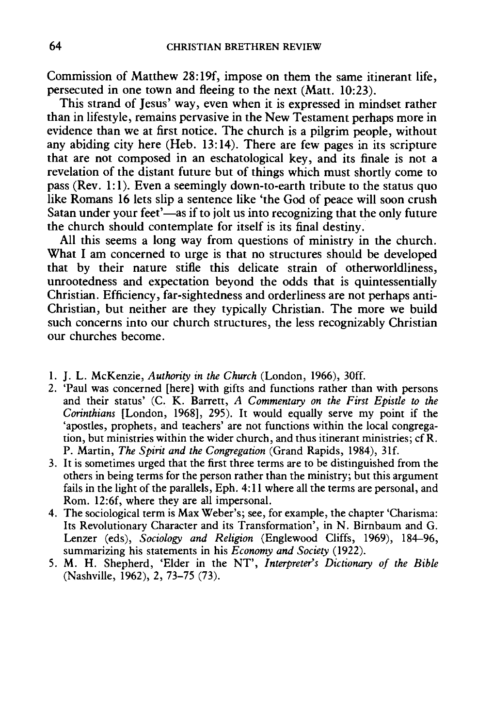Commission of Matthew 28:19f, impose on them the same itinerant life, persecuted in one town and fleeing to the next (Matt. 10:23).

This strand of Jesus' way, even when it is expressed in mindset rather than in lifestyle, remains pervasive in the New Testament perhaps more in evidence than we at first notice. The church is a pilgrim people, without any abiding city here (Heb. 13:14). There are few pages in its scripture that are not composed in an eschatological key, and its finale is not a revelation of the distant future but of things which must shortly come to pass (Rev. 1:1). Even a seemingly down-to-earth tribute to the status quo like Romans 16 lets slip a sentence like 'the God of peace will soon crush Satan under your feet'—as if to jolt us into recognizing that the only future the church should contemplate for itself is its final destiny.

All this seems a long way from questions of ministry in the church. What I am concerned to urge is that no structures should be developed that by their nature stifle this delicate strain of otherworldliness, unrootedness and expectation beyond the odds that is quintessentially Christian. Efficiency, far-sightedness and orderliness are not perhaps anti-Christian, but neither are they typically Christian. The more we build such concerns into our church structures, the less recognizably Christian our churches become.

1. J. L. McKenzie, *Authority in the Church* (London, 1966), 30ff.
2. 'Paul was concerned [here] with gifts and functions rather than with persons and their status' (C. K. Barrett, *A Commentary on the First Epistle to the Corinthians* [London, 1968], 295). It would equally serve my point if the 'apostles, prophets, and teachers' are not functions within the local congregation, but ministries within the wider church, and thus itinerant ministries; cf R. P. Martin, *The Spirit and the Congregation* (Grand Rapids, 1984), 31f.
3. It is sometimes urged that the first three terms are to be distinguished from the others in being terms for the person rather than the ministry; but this argument fails in the light of the parallels, Eph. 4:11 where all the terms are personal, and Rom. 12:6f, where they are all impersonal.
4. The sociological term is Max Weber's; see, for example, the chapter 'Charisma: Its Revolutionary Character and its Transformation', in N. Birnbaum and G. Lenzer (eds), *Sociology and Religion* (Englewood Cliffs, 1969), 184–96, summarizing his statements in his *Economy and Society* (1922).
5. M. H. Shepherd, 'Elder in the NT', *Interpreter's Dictionary of the Bible* (Nashville, 1962), 2, 73–75 (73).